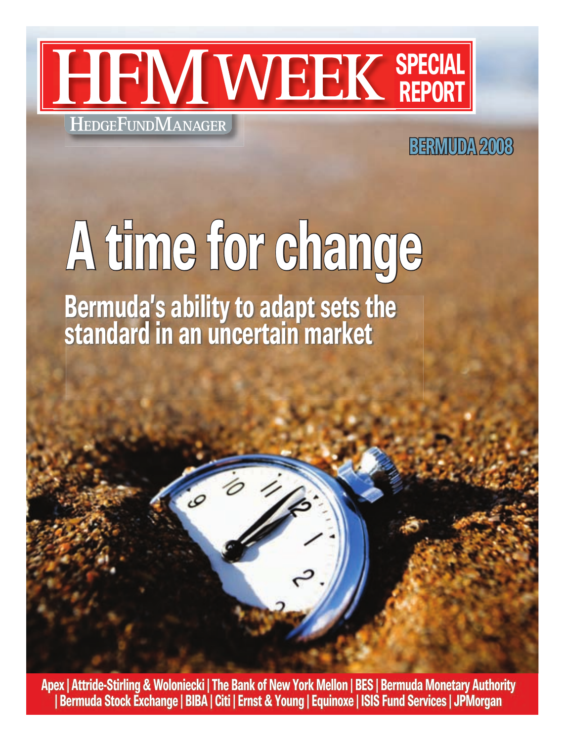# HFM WEEK SPECIAL REPORT

HEDGEFUNDMANAGER

BERMUDA 2008

# A time for change

## Bermuda's ability to adapt sets the standard in an uncertain market

Apex | Attride-Stirling & Woloniecki | The Bank of New York Mellon | BES | Bermuda Monetary Authority | Bermuda Stock Exchange | BIBA | Citi | Ernst & Young | Equinoxe | ISIS Fund Services | JPMorgan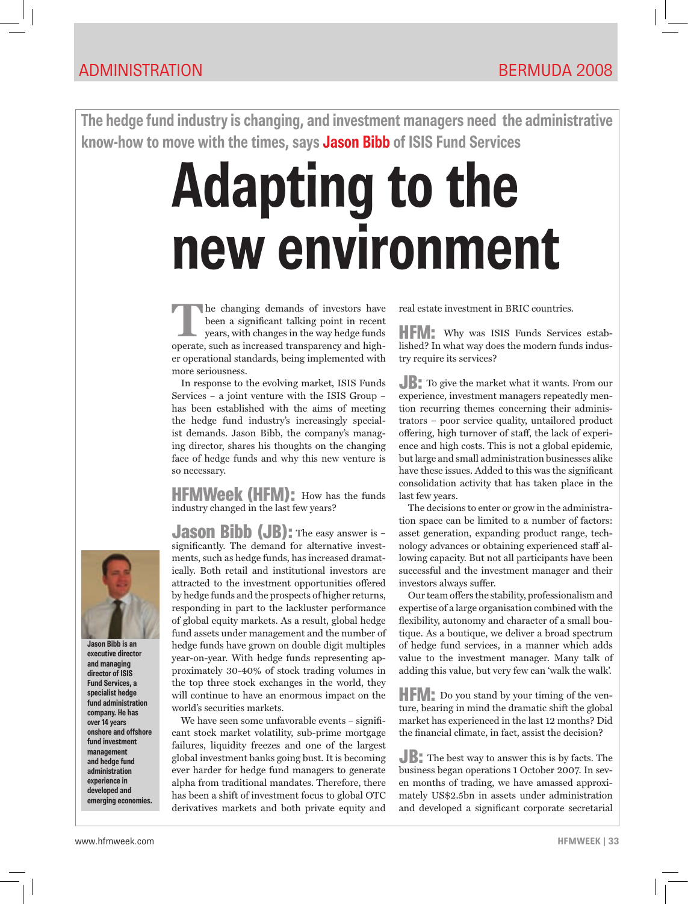The hedge fund industry is changing, and investment managers need the administrative know-how to move with the times, says **Jason Bibb** of ISIS Fund Services

# Adapting to the new environment

The changing demands of investors have been a significant talking point in recent years, with changes in the way hedge funds operate, such as increased transparency and higher operational standards, being implemented with more seriousness.

In response to the evolving market, ISIS Funds Services – a joint venture with the ISIS Group – has been established with the aims of meeting the hedge fund industry's increasingly specialist demands. Jason Bibb, the company's managing director, shares his thoughts on the changing face of hedge funds and why this new venture is so necessary.

**HFMWeek (HFM):** How has the funds industry changed in the last few years?

**Jason Bibb (JB):** The easy answer is – significantly. The demand for alternative investments, such as hedge funds, has increased dramatically. Both retail and institutional investors are attracted to the investment opportunities offered by hedge funds and the prospects of higher returns, responding in part to the lackluster performance of global equity markets. As a result, global hedge fund assets under management and the number of hedge funds have grown on double digit multiples year-on-year. With hedge funds representing approximately 30-40% of stock trading volumes in the top three stock exchanges in the world, they will continue to have an enormous impact on the world's securities markets.

We have seen some unfavorable events – significant stock market volatility, sub-prime mortgage failures, liquidity freezes and one of the largest global investment banks going bust. It is becoming ever harder for hedge fund managers to generate alpha from traditional mandates. Therefore, there has been a shift of investment focus to global OTC derivatives markets and both private equity and real estate investment in BRIC countries.

Jason Bibb is an executive director and managing director of ISIS Fund Services, a specialist hedge fund administration company. He has over 14 years onshore and offshore fund investment management and hedge fund administration experience in developed and emerging economies.

**HFM:** Why was ISIS Funds Services established? In what way does the modern funds industry require its services?

**JB:** To give the market what it wants. From our experience, investment managers repeatedly mention recurring themes concerning their administrators – poor service quality, untailored product offering, high turnover of staff, the lack of experience and high costs. This is not a global epidemic, but large and small administration businesses alike have these issues. Added to this was the significant consolidation activity that has taken place in the last few years.

The decisions to enter or grow in the administration space can be limited to a number of factors: asset generation, expanding product range, technology advances or obtaining experienced staff allowing capacity. But not all participants have been successful and the investment manager and their investors always suffer.

Our team offers the stability, professionalism and expertise of a large organisation combined with the flexibility, autonomy and character of a small boutique. As a boutique, we deliver a broad spectrum of hedge fund services, in a manner which adds value to the investment manager. Many talk of adding this value, but very few can 'walk the walk'.

**HFM:** Do you stand by your timing of the venture, bearing in mind the dramatic shift the global market has experienced in the last 12 months? Did the financial climate, in fact, assist the decision?

**JB:** The best way to answer this is by facts. The business began operations 1 October 2007. In seven months of trading, we have amassed approximately US$2.5bn in assets under administration and developed a significant corporate secretarial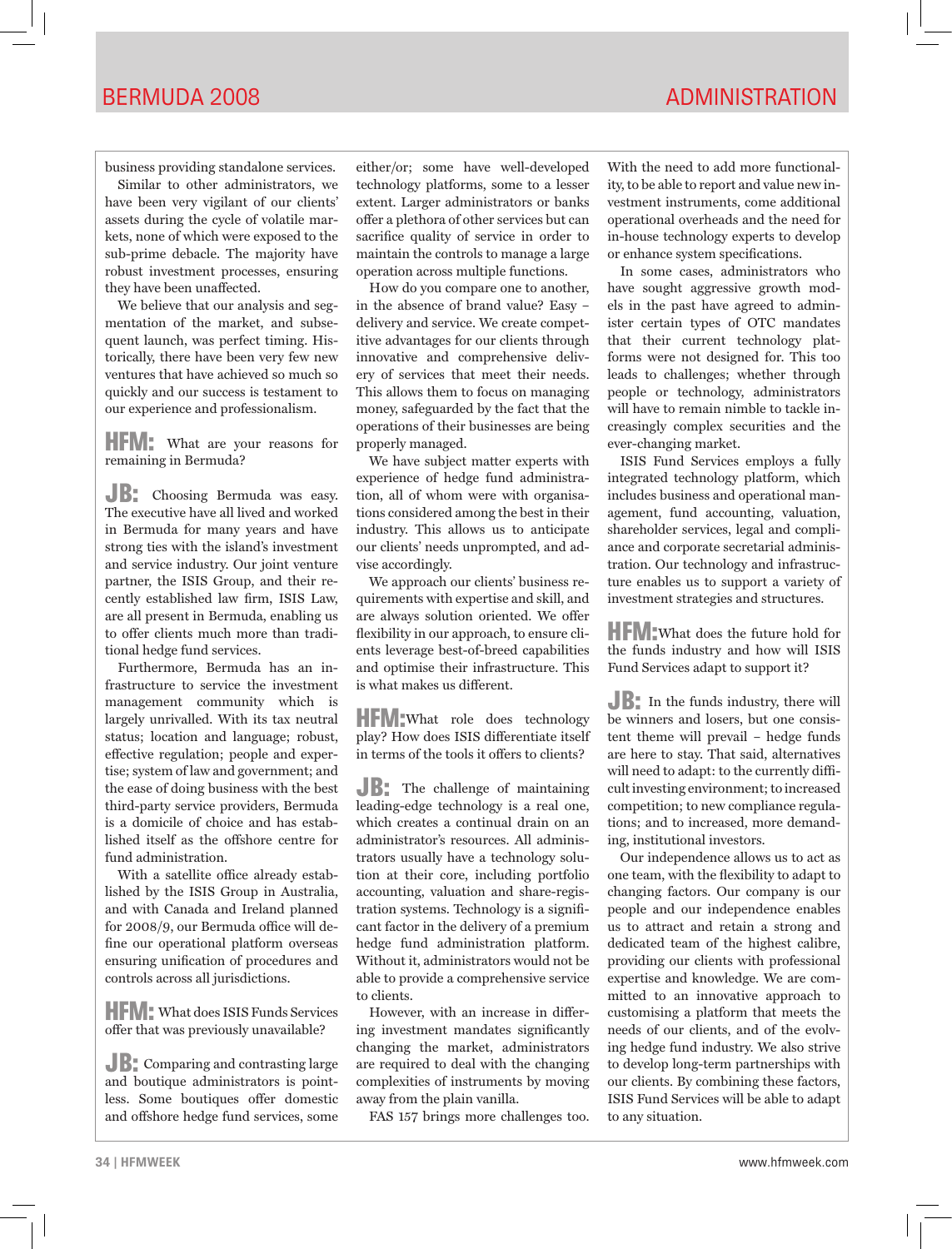business providing standalone services.

Similar to other administrators, we have been very vigilant of our clients' assets during the cycle of volatile markets, none of which were exposed to the sub-prime debacle. The majority have robust investment processes, ensuring they have been unaffected.

We believe that our analysis and segmentation of the market, and subsequent launch, was perfect timing. Historically, there have been very few new ventures that have achieved so much so quickly and our success is testament to our experience and professionalism.

**HFM:** What are your reasons for remaining in Bermuda?

**JB:** Choosing Bermuda was easy. The executive have all lived and worked in Bermuda for many years and have strong ties with the island's investment and service industry. Our joint venture partner, the ISIS Group, and their recently established law firm, ISIS Law, are all present in Bermuda, enabling us to offer clients much more than traditional hedge fund services.

Furthermore, Bermuda has an infrastructure to service the investment management community which is largely unrivalled. With its tax neutral status; location and language; robust, effective regulation; people and expertise; system of law and government; and the ease of doing business with the best third-party service providers, Bermuda is a domicile of choice and has established itself as the offshore centre for fund administration.

With a satellite office already established by the ISIS Group in Australia, and with Canada and Ireland planned for 2008/9, our Bermuda office will define our operational platform overseas ensuring unification of procedures and controls across all jurisdictions.

**HFM:** What does ISIS Funds Services offer that was previously unavailable?

**JB:** Comparing and contrasting large and boutique administrators is pointless. Some boutiques offer domestic and offshore hedge fund services, some either/or; some have well-developed technology platforms, some to a lesser extent. Larger administrators or banks offer a plethora of other services but can sacrifice quality of service in order to maintain the controls to manage a large operation across multiple functions.

How do you compare one to another, in the absence of brand value? Easy – delivery and service. We create competitive advantages for our clients through innovative and comprehensive delivery of services that meet their needs. This allows them to focus on managing money, safeguarded by the fact that the operations of their businesses are being properly managed.

We have subject matter experts with experience of hedge fund administration, all of whom were with organisations considered among the best in their industry. This allows us to anticipate our clients' needs unprompted, and advise accordingly.

We approach our clients' business requirements with expertise and skill, and are always solution oriented. We offer flexibility in our approach, to ensure clients leverage best-of-breed capabilities and optimise their infrastructure. This is what makes us different.

**HFM:** What role does technology play? How does ISIS differentiate itself in terms of the tools it offers to clients?

**JB:** The challenge of maintaining leading-edge technology is a real one, which creates a continual drain on an administrator's resources. All administrators usually have a technology solution at their core, including portfolio accounting, valuation and share-registration systems. Technology is a significant factor in the delivery of a premium hedge fund administration platform. Without it, administrators would not be able to provide a comprehensive service to clients.

However, with an increase in differing investment mandates significantly changing the market, administrators are required to deal with the changing complexities of instruments by moving away from the plain vanilla.

FAS 157 brings more challenges too. With the need to add more functionality, to be able to report and value new investment instruments, come additional operational overheads and the need for in-house technology experts to develop or enhance system specifications.

In some cases, administrators who have sought aggressive growth models in the past have agreed to administer certain types of OTC mandates that their current technology platforms were not designed for. This too leads to challenges; whether through people or technology, administrators will have to remain nimble to tackle increasingly complex securities and the ever-changing market.

ISIS Fund Services employs a fully integrated technology platform, which includes business and operational management, fund accounting, valuation, shareholder services, legal and compliance and corporate secretarial administration. Our technology and infrastructure enables us to support a variety of investment strategies and structures.

**HFM:** What does the future hold for the funds industry and how will ISIS Fund Services adapt to support it?

**JB:** In the funds industry, there will be winners and losers, but one consistent theme will prevail – hedge funds are here to stay. That said, alternatives will need to adapt: to the currently difficult investing environment; to increased competition; to new compliance regulations; and to increased, more demanding, institutional investors.

Our independence allows us to act as one team, with the flexibility to adapt to changing factors. Our company is our people and our independence enables us to attract and retain a strong and dedicated team of the highest calibre, providing our clients with professional expertise and knowledge. We are committed to an innovative approach to customising a platform that meets the needs of our clients, and of the evolving hedge fund industry. We also strive to develop long-term partnerships with our clients. By combining these factors, ISIS Fund Services will be able to adapt to any situation.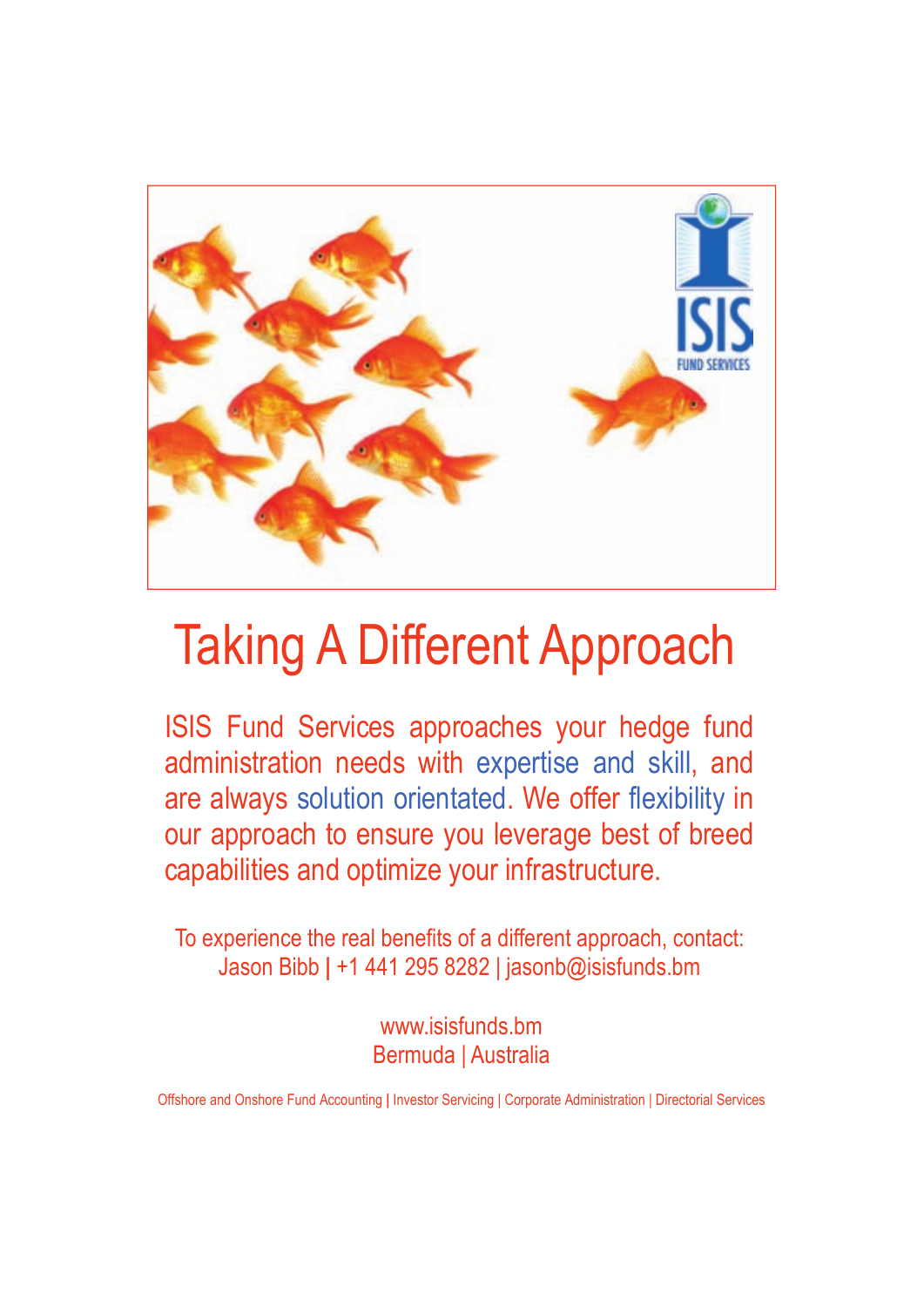# Taking A Different Approach

ISIS Fund Services approaches your hedge fund administration needs with expertise and skill, and are always solution orientated. We offer flexibility in our approach to ensure you leverage best of breed capabilities and optimize your infrastructure.

To experience the real benefits of a different approach, contact:
Jason Bibb | +1 441 295 8282 | jasonb@isisfunds.bm

www.isisfunds.bm
Bermuda | Australia

Offshore and Onshore Fund Accounting | Investor Servicing | Corporate Administration | Directorial Services